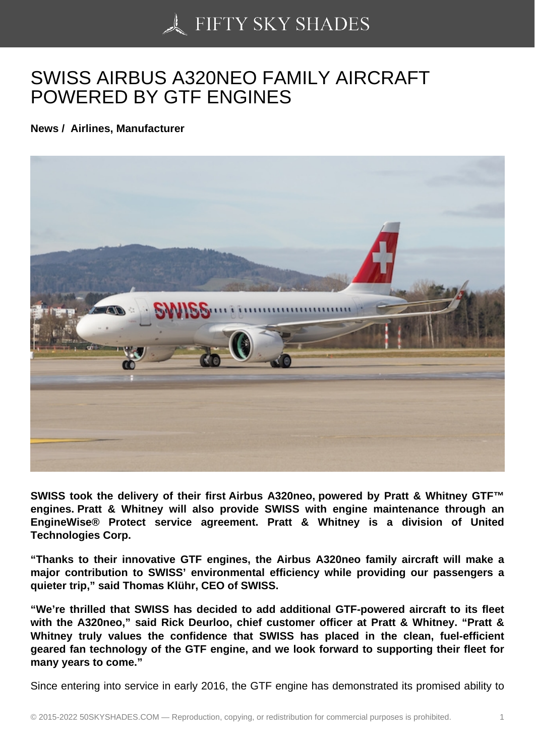# SWISS AIRBUS A320NEO FAMILY AIRCRAFT POWERED BY GTF ENGINES

**News / Airlines, Manufacturer**

**SWISS took the delivery of their first Airbus A320neo, powered by Pratt & Whitney GTF™ engines. Pratt & Whitney will also provide SWISS with engine maintenance through an EngineWise® Protect service agreement. Pratt & Whitney is a division of United Technologies Corp.**

**"Thanks to their innovative GTF engines, the Airbus A320neo family aircraft will make a major contribution to SWISS' environmental efficiency while providing our passengers a quieter trip," said Thomas Klühr, CEO of SWISS.**

**"We're thrilled that SWISS has decided to add additional GTF-powered aircraft to its fleet with the A320neo," said Rick Deurloo, chief customer officer at Pratt & Whitney. "Pratt & Whitney truly values the confidence that SWISS has placed in the clean, fuel-efficient geared fan technology of the GTF engine, and we look forward to supporting their fleet for many years to come."**

Since entering into service in early 2016, the GTF engine has demonstrated its promised ability to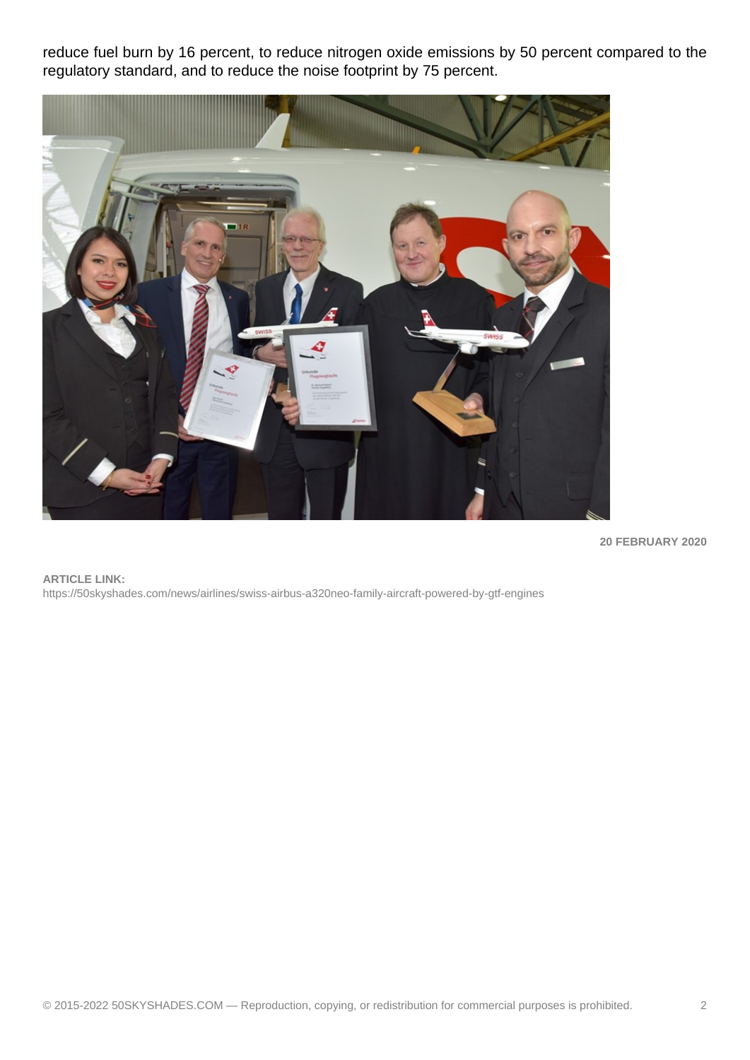reduce fuel burn by 16 percent, to reduce nitrogen oxide emissions by 50 percent compared to the regulatory standard, and to reduce the noise footprint by 75 percent.

**20 FEBRUARY 2020**

**ARTICLE LINK:**
https://50skyshades.com/news/airlines/swiss-airbus-a320neo-family-aircraft-powered-by-gtf-engines